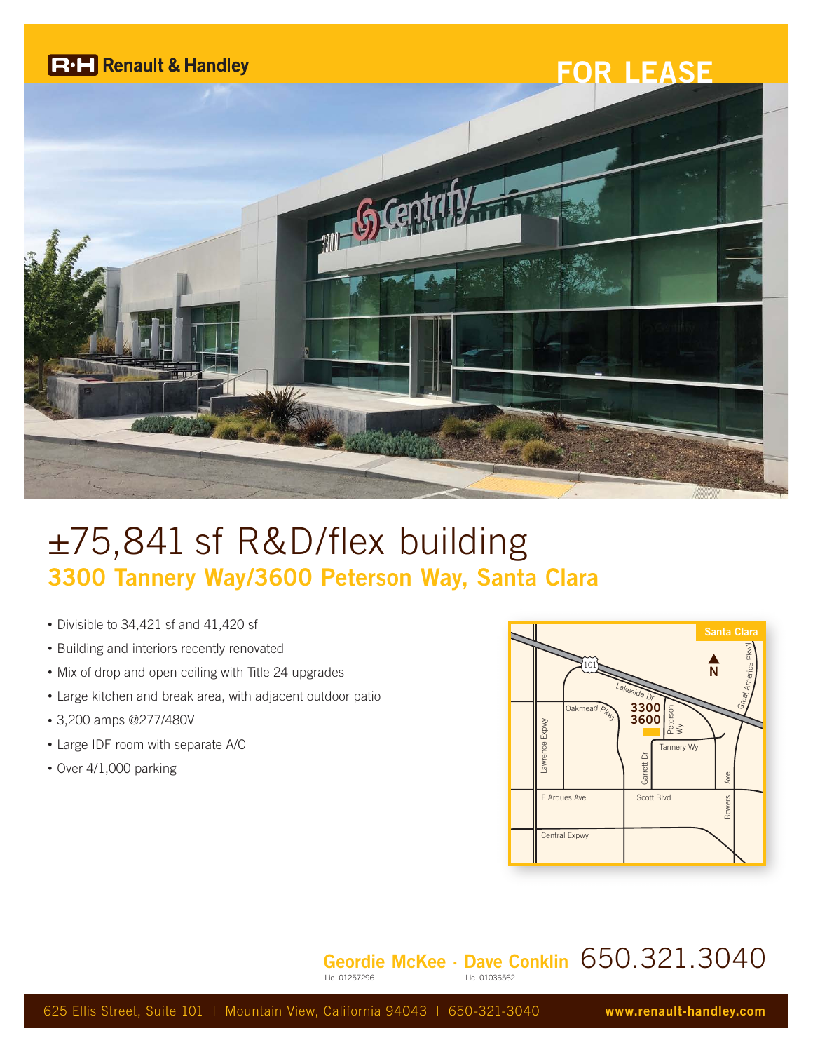Renault & Handley

FOR LEASE

# ±75,841 sf R&D/flex building

## 3300 Tannery Way/3600 Peterson Way, Santa Clara

- Divisible to 34,421 sf and 41,420 sf
- Building and interiors recently renovated
- Mix of drop and open ceiling with Title 24 upgrades
- Large kitchen and break area, with adjacent outdoor patio
- 3,200 amps @277/480V
- Large IDF room with separate A/C
- Over 4/1,000 parking

**Geordie McKee** · **Dave Conklin** 650.321.3040
Lic. 01257296 Lic. 01036562

625 Ellis Street, Suite 101 | Mountain View, California 94043 | 650-321-3040 **www.renault-handley.com**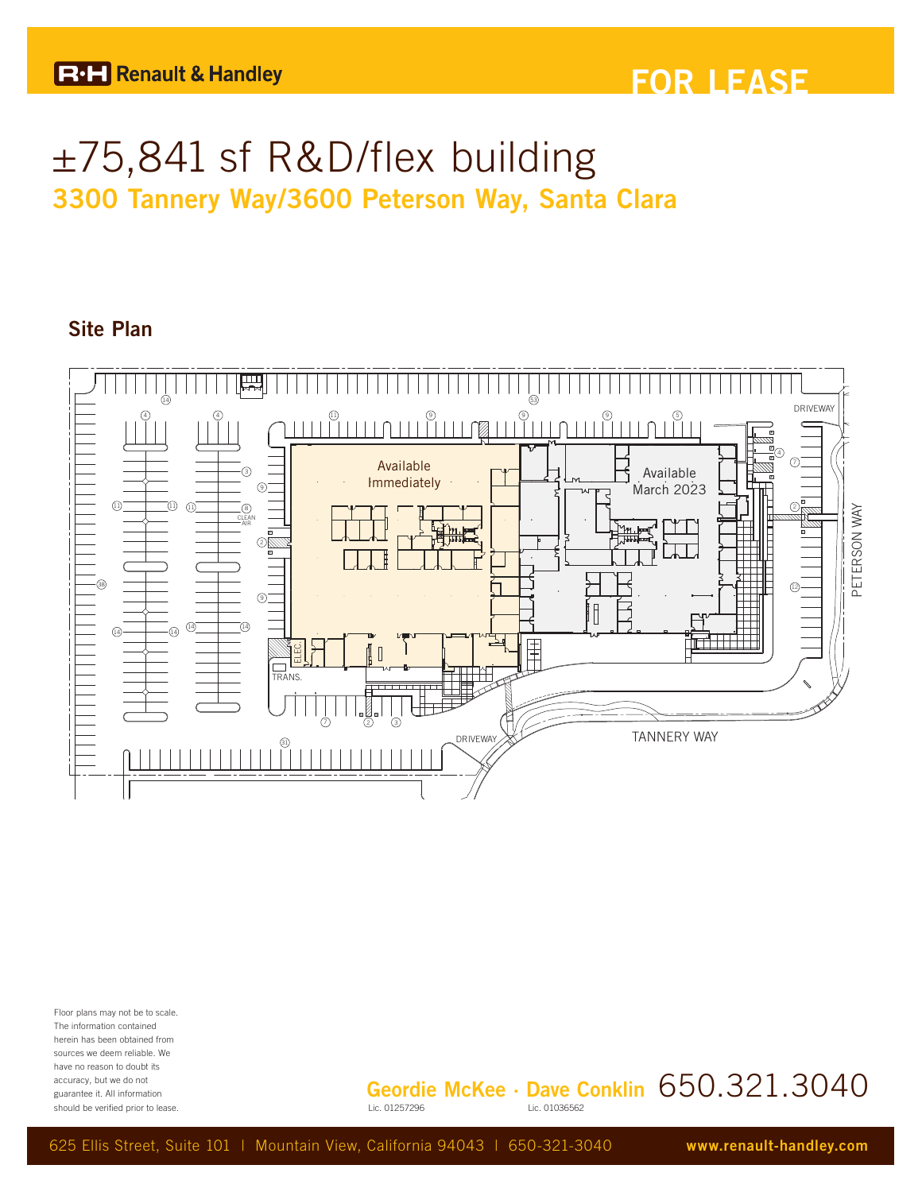Renault & Handley

# FOR LEASE

# ±75,841 sf R&D/flex building

## 3300 Tannery Way/3600 Peterson Way, Santa Clara

### Site Plan

Available Immediately

Available March 2023

DRIVEWAY

PETERSON WAY

TANNERY WAY

DRIVEWAY

ELEC.

TRANS.

CLEAN AIR

Floor plans may not be to scale. The information contained herein has been obtained from sources we deem reliable. We have no reason to doubt its accuracy, but we do not guarantee it. All information should be verified prior to lease.

**Geordie McKee** · **Dave Conklin** 650.321.3040

Lic. 01257296 Lic. 01036562

625 Ellis Street, Suite 101 | Mountain View, California 94043 | 650-321-3040 **www.renault-handley.com**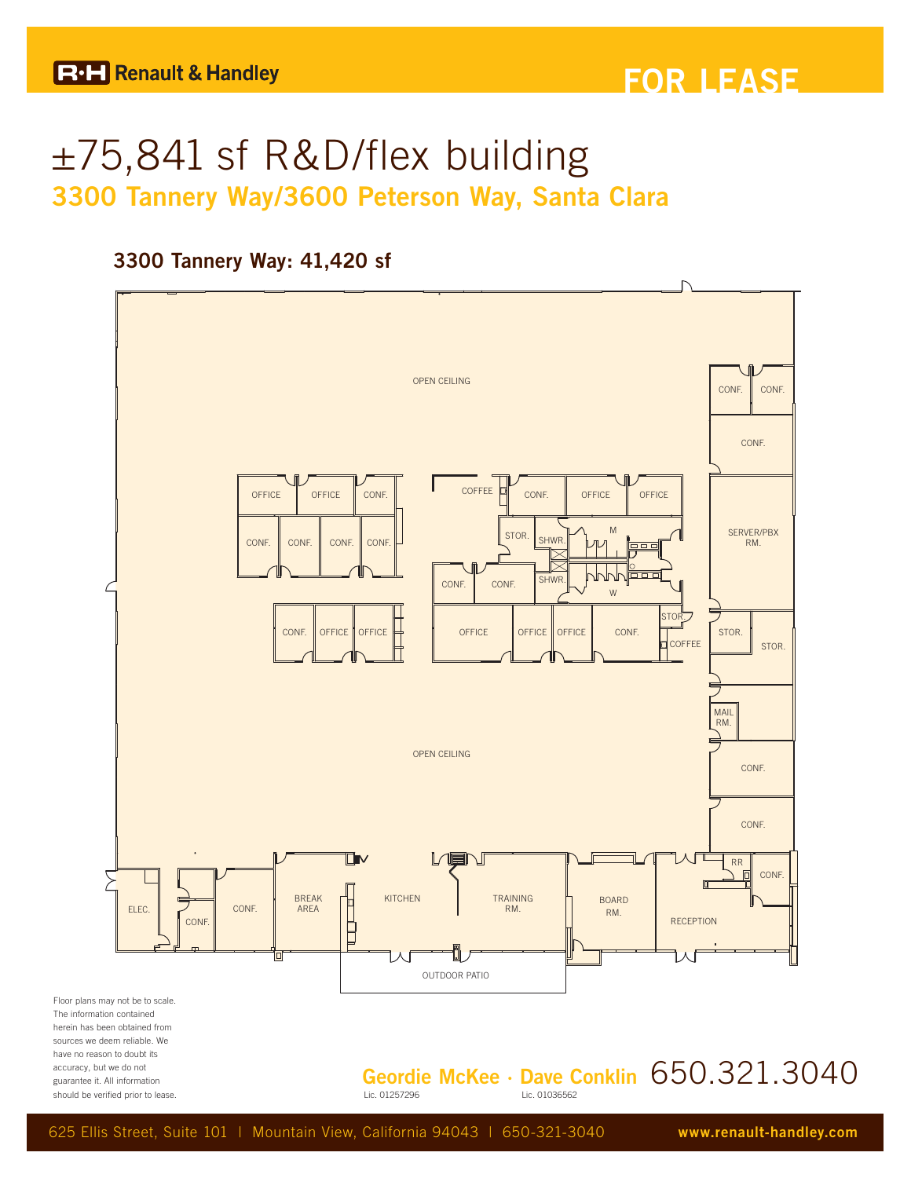Renault & Handley

FOR LEASE

# ±75,841 sf R&D/flex building

## 3300 Tannery Way/3600 Peterson Way, Santa Clara

### 3300 Tannery Way: 41,420 sf

OPEN CEILING

CONF. CONF.

CONF.

OFFICE OFFICE CONF.

COFFEE CONF. OFFICE OFFICE

CONF. CONF. CONF. CONF.

STOR. SHWR. M

SERVER/PBX RM.

CONF. CONF. SHWR. W

CONF. OFFICE OFFICE

OFFICE OFFICE OFFICE CONF. STOR. COFFEE

STOR. STOR.

MAIL RM.

OPEN CEILING

CONF.

CONF.

RR CONF.

ELEC. CONF. CONF. BREAK AREA KITCHEN TRAINING RM. BOARD RM. RECEPTION

OUTDOOR PATIO

Floor plans may not be to scale. The information contained herein has been obtained from sources we deem reliable. We have no reason to doubt its accuracy, but we do not guarantee it. All information should be verified prior to lease.

**Geordie McKee** · **Dave Conklin** 650.321.3040

Lic. 01257296 Lic. 01036562

625 Ellis Street, Suite 101 | Mountain View, California 94043 | 650-321-3040 **www.renault-handley.com**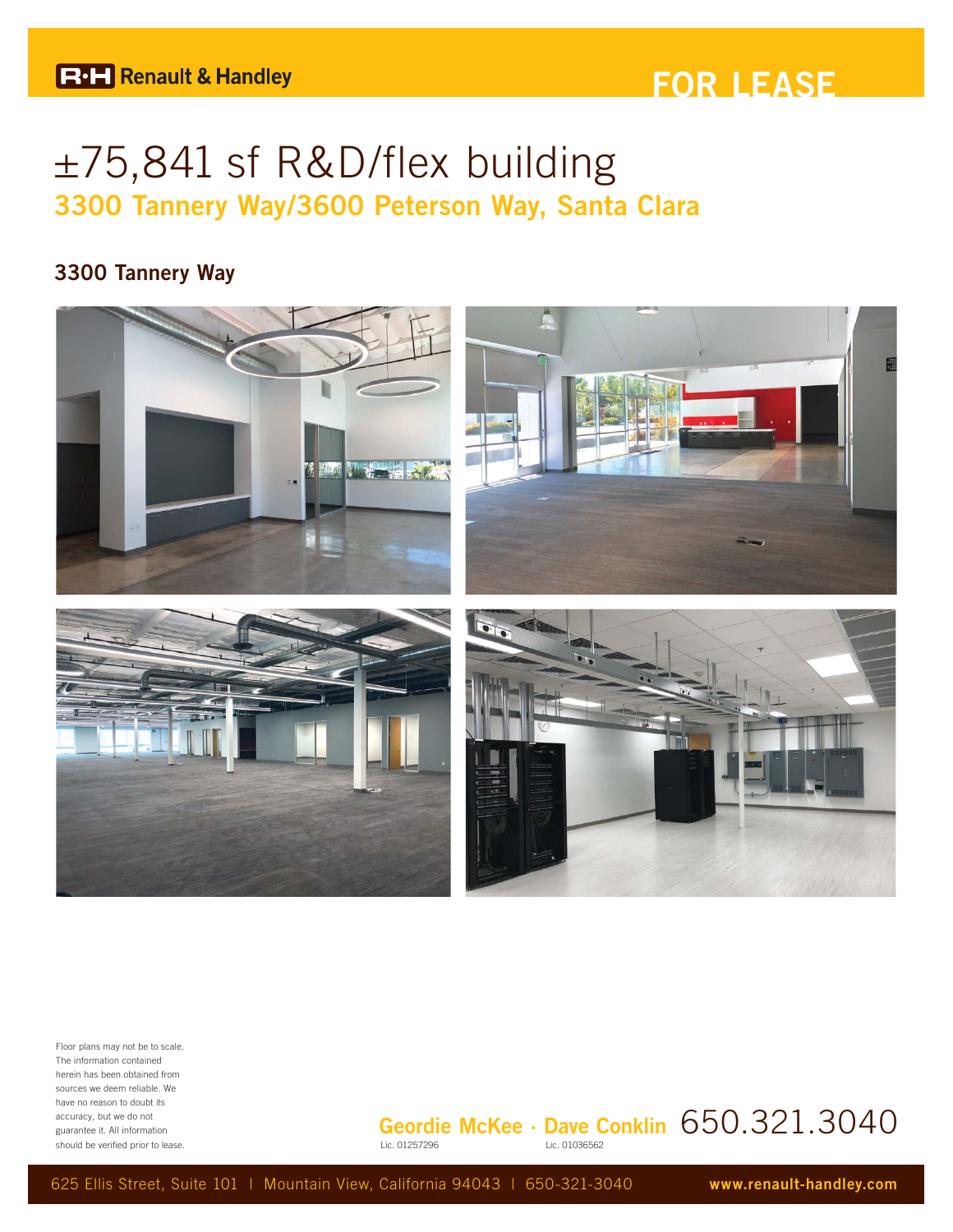Renault & Handley

**FOR LEASE**

# ±75,841 sf R&D/flex building

## 3300 Tannery Way/3600 Peterson Way, Santa Clara

### 3300 Tannery Way

Floor plans may not be to scale. The information contained herein has been obtained from sources we deem reliable. We have no reason to doubt its accuracy, but we do not guarantee it. All information should be verified prior to lease.

**Geordie McKee** · **Dave Conklin** 650.321.3040
Lic. 01257296 Lic. 01036562

625 Ellis Street, Suite 101 | Mountain View, California 94043 | 650-321-3040 **www.renault-handley.com**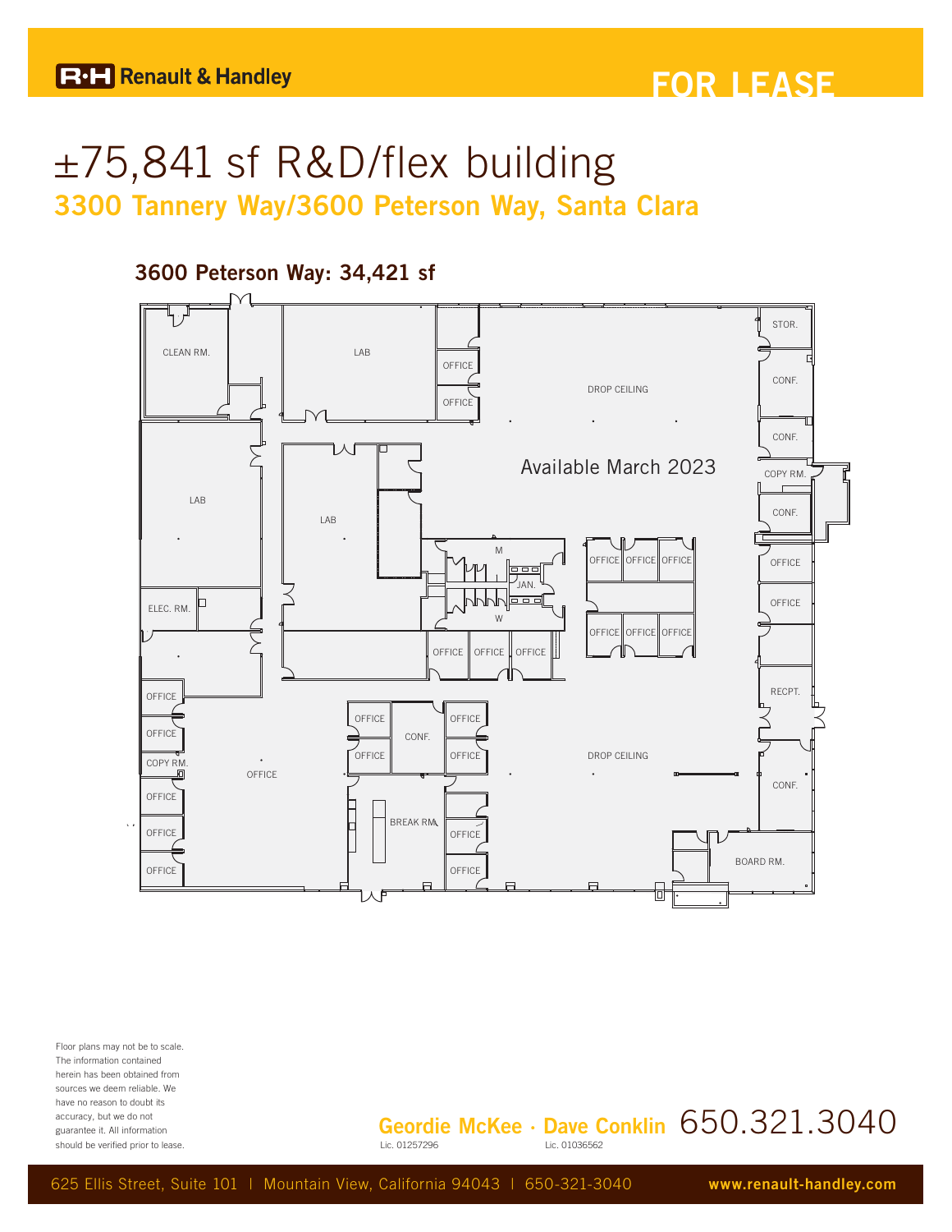**R·H Renault & Handley**

**FOR LEASE**

# ±75,841 sf R&D/flex building

## 3300 Tannery Way/3600 Peterson Way, Santa Clara

### 3600 Peterson Way: 34,421 sf

Available March 2023

CLEAN RM. · LAB · OFFICE · OFFICE · DROP CEILING · STOR. · CONF. · CONF. · COPY RM. · CONF. · LAB · LAB · M · JAN. · W · OFFICE · OFFICE · OFFICE · OFFICE · OFFICE · OFFICE · OFFICE · OFFICE · ELEC. RM. · OFFICE · OFFICE · OFFICE · OFFICE · RECPT. · OFFICE · OFFICE · COPY RM. · OFFICE · OFFICE · CONF. · OFFICE · OFFICE · OFFICE · DROP CEILING · CONF. · OFFICE · OFFICE · BREAK RM. · OFFICE · OFFICE · OFFICE · BOARD RM.

Floor plans may not be to scale. The information contained herein has been obtained from sources we deem reliable. We have no reason to doubt its accuracy, but we do not guarantee it. All information should be verified prior to lease.

**Geordie McKee** · **Dave Conklin** 650.321.3040
Lic. 01257296 Lic. 01036562

625 Ellis Street, Suite 101 | Mountain View, California 94043 | 650-321-3040 **www.renault-handley.com**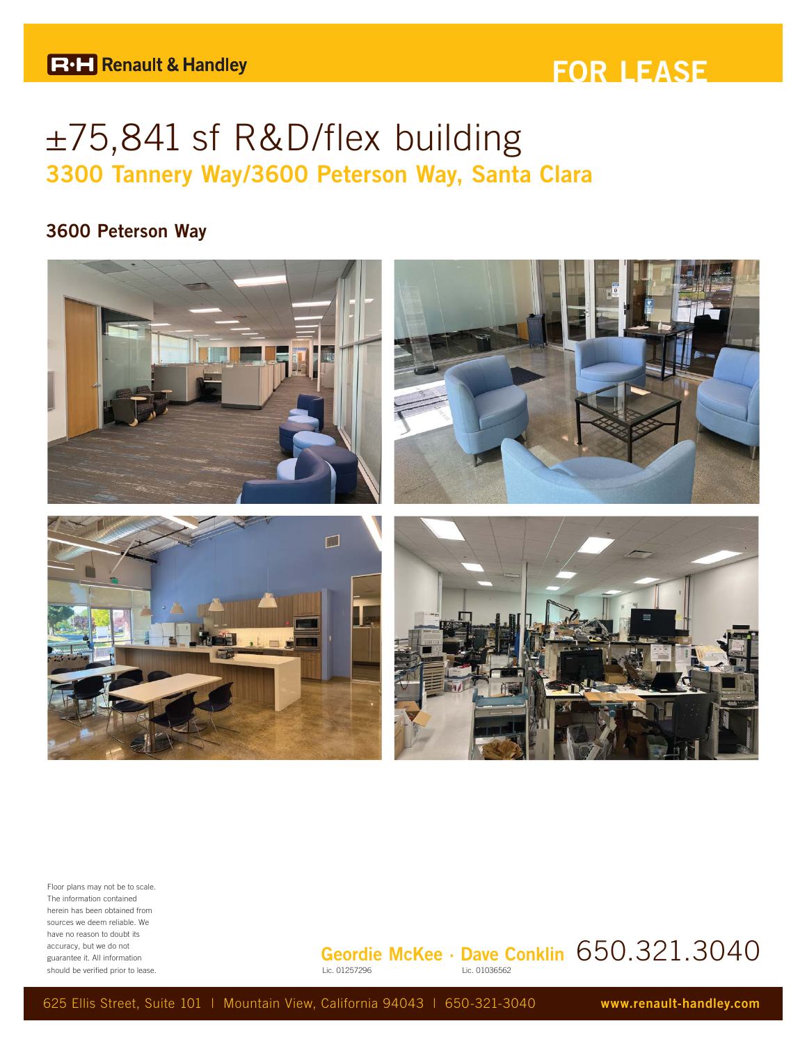Renault & Handley

FOR LEASE

# ±75,841 sf R&D/flex building

## 3300 Tannery Way/3600 Peterson Way, Santa Clara

### 3600 Peterson Way

Floor plans may not be to scale. The information contained herein has been obtained from sources we deem reliable. We have no reason to doubt its accuracy, but we do not guarantee it. All information should be verified prior to lease.

**Geordie McKee** · **Dave Conklin** 650.321.3040

Lic. 01257296 Lic. 01036562

625 Ellis Street, Suite 101 | Mountain View, California 94043 | 650-321-3040 **www.renault-handley.com**